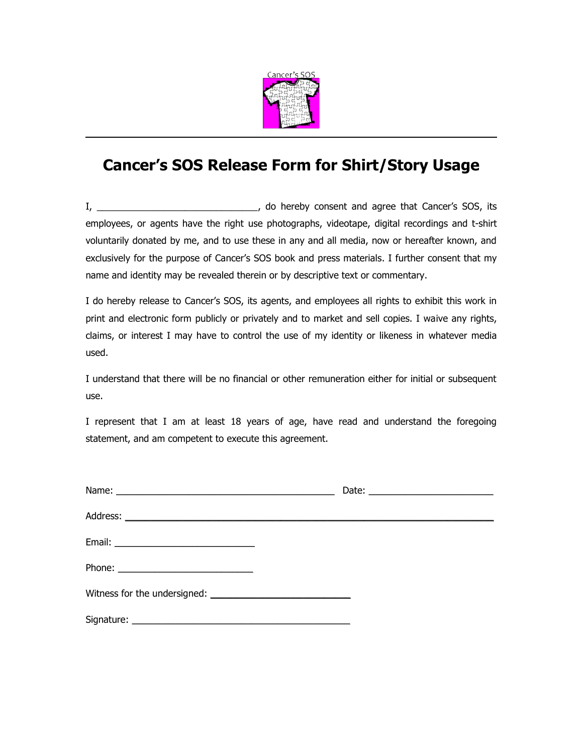Cancer's SOS

# Cancer's SOS Release Form for Shirt/Story Usage

I, _______________________________, do hereby consent and agree that Cancer's SOS, its employees, or agents have the right use photographs, videotape, digital recordings and t-shirt voluntarily donated by me, and to use these in any and all media, now or hereafter known, and exclusively for the purpose of Cancer's SOS book and press materials. I further consent that my name and identity may be revealed therein or by descriptive text or commentary.

I do hereby release to Cancer's SOS, its agents, and employees all rights to exhibit this work in print and electronic form publicly or privately and to market and sell copies. I waive any rights, claims, or interest I may have to control the use of my identity or likeness in whatever media used.

I understand that there will be no financial or other remuneration either for initial or subsequent use.

I represent that I am at least 18 years of age, have read and understand the foregoing statement, and am competent to execute this agreement.

Name: __________________________________________ Date: ________________________

Address: __________________________________________________________________________

Email: ___________________________

Phone: __________________________

Witness for the undersigned: ___________________________

Signature: __________________________________________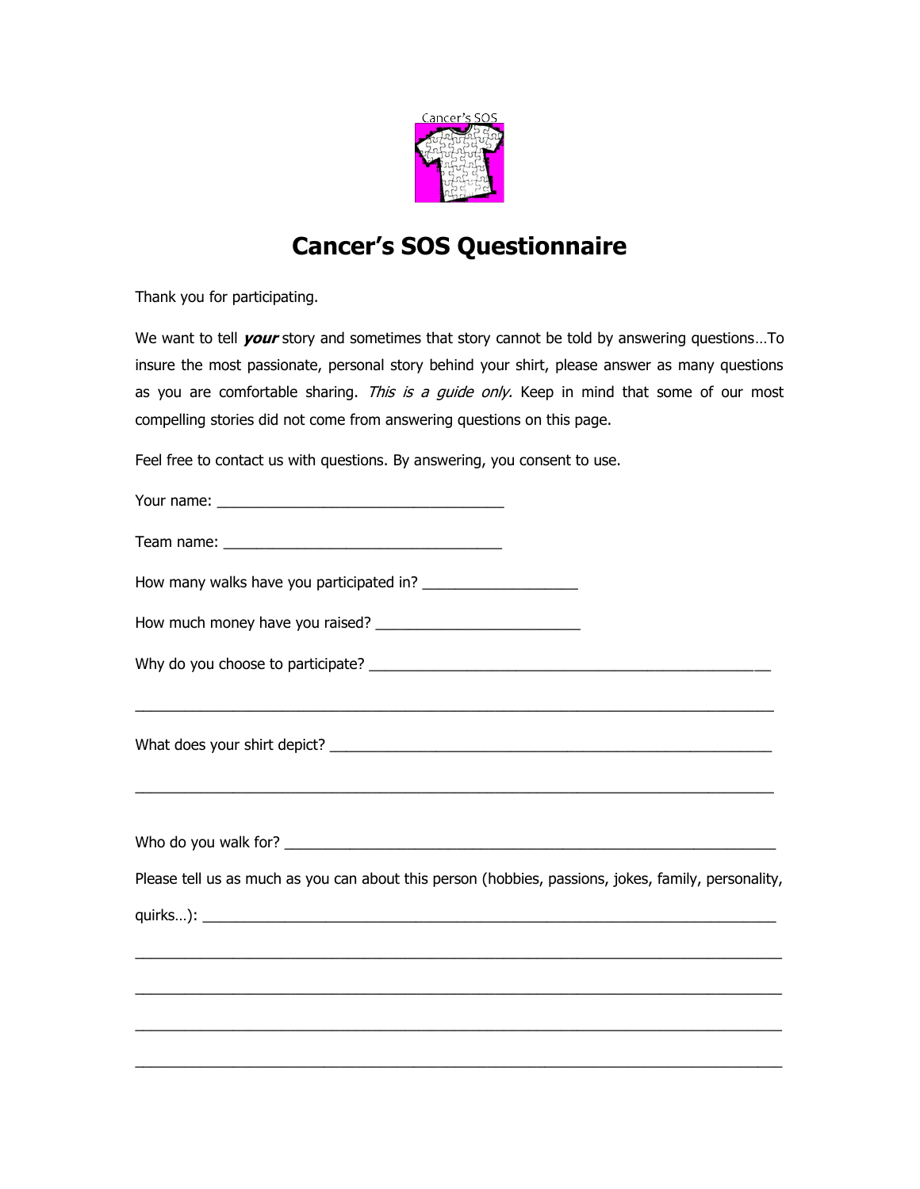Cancer's SOS

# Cancer's SOS Questionnaire

Thank you for participating.

We want to tell ***your*** story and sometimes that story cannot be told by answering questions…To insure the most passionate, personal story behind your shirt, please answer as many questions as you are comfortable sharing. *This is a guide only.* Keep in mind that some of our most compelling stories did not come from answering questions on this page.

Feel free to contact us with questions. By answering, you consent to use.

Your name: ___________________________________

Team name: __________________________________

How many walks have you participated in? ___________________

How much money have you raised? ________________________

Why do you choose to participate? _______________________________________________

_____________________________________________________________________________

What does your shirt depict? ____________________________________________________

_____________________________________________________________________________

Who do you walk for? ________________________________________________________

Please tell us as much as you can about this person (hobbies, passions, jokes, family, personality, quirks…): _______________________________________________________________________

_____________________________________________________________________________

_____________________________________________________________________________

_____________________________________________________________________________

_____________________________________________________________________________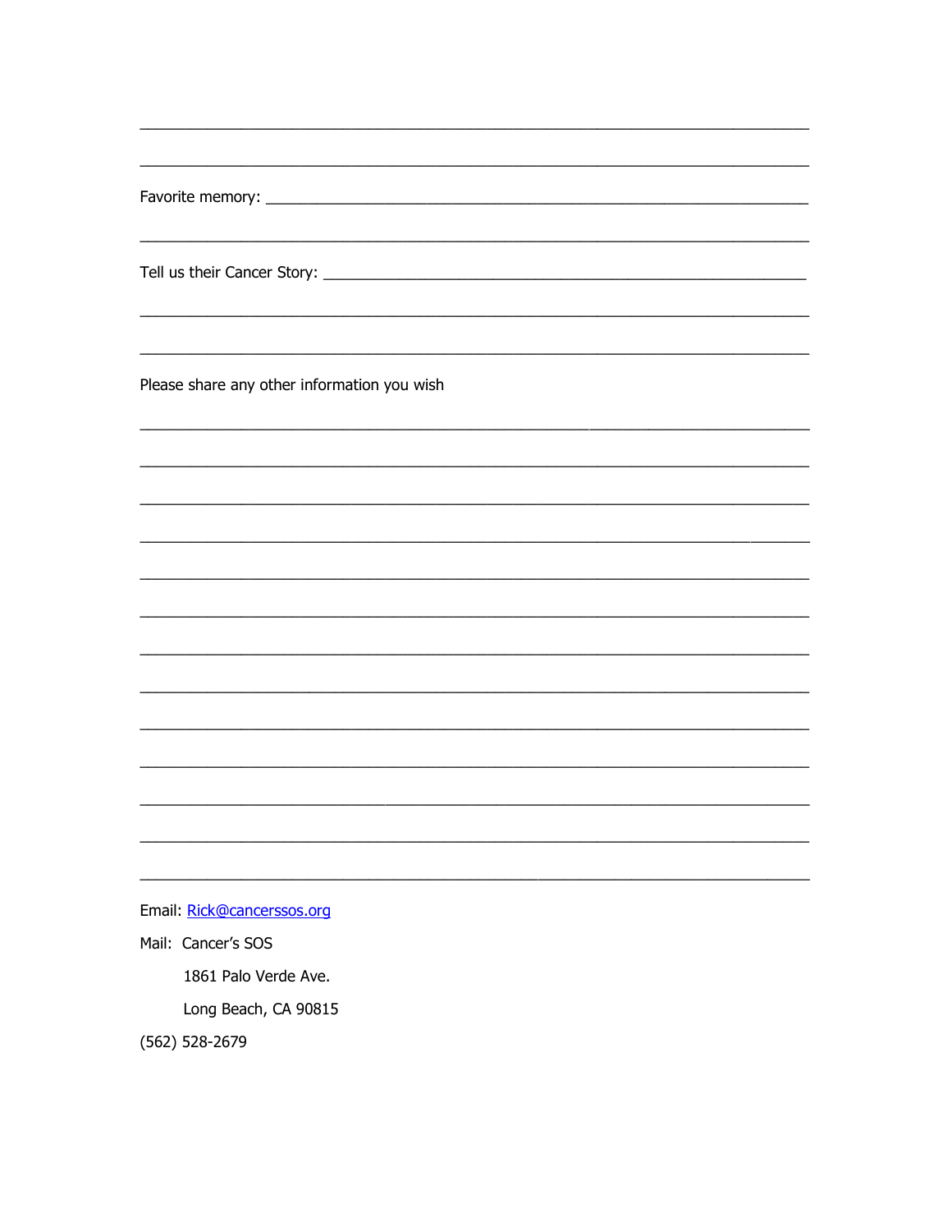\_\_\_\_\_\_\_\_\_\_\_\_\_\_\_\_\_\_\_\_\_\_\_\_\_\_\_\_\_\_\_\_\_\_\_\_\_\_\_\_\_\_\_\_\_\_\_\_\_\_\_\_\_\_\_\_\_\_\_\_\_\_\_\_\_\_\_\_\_\_\_\_\_\_

\_\_\_\_\_\_\_\_\_\_\_\_\_\_\_\_\_\_\_\_\_\_\_\_\_\_\_\_\_\_\_\_\_\_\_\_\_\_\_\_\_\_\_\_\_\_\_\_\_\_\_\_\_\_\_\_\_\_\_\_\_\_\_\_\_\_\_\_\_\_\_\_\_\_

Favorite memory: \_\_\_\_\_\_\_\_\_\_\_\_\_\_\_\_\_\_\_\_\_\_\_\_\_\_\_\_\_\_\_\_\_\_\_\_\_\_\_\_\_\_\_\_\_\_\_\_\_\_\_\_\_\_\_\_\_\_\_\_

\_\_\_\_\_\_\_\_\_\_\_\_\_\_\_\_\_\_\_\_\_\_\_\_\_\_\_\_\_\_\_\_\_\_\_\_\_\_\_\_\_\_\_\_\_\_\_\_\_\_\_\_\_\_\_\_\_\_\_\_\_\_\_\_\_\_\_\_\_\_\_\_\_\_

Tell us their Cancer Story: \_\_\_\_\_\_\_\_\_\_\_\_\_\_\_\_\_\_\_\_\_\_\_\_\_\_\_\_\_\_\_\_\_\_\_\_\_\_\_\_\_\_\_\_\_\_\_\_\_\_\_\_

\_\_\_\_\_\_\_\_\_\_\_\_\_\_\_\_\_\_\_\_\_\_\_\_\_\_\_\_\_\_\_\_\_\_\_\_\_\_\_\_\_\_\_\_\_\_\_\_\_\_\_\_\_\_\_\_\_\_\_\_\_\_\_\_\_\_\_\_\_\_\_\_\_\_

\_\_\_\_\_\_\_\_\_\_\_\_\_\_\_\_\_\_\_\_\_\_\_\_\_\_\_\_\_\_\_\_\_\_\_\_\_\_\_\_\_\_\_\_\_\_\_\_\_\_\_\_\_\_\_\_\_\_\_\_\_\_\_\_\_\_\_\_\_\_\_\_\_\_

Please share any other information you wish

\_\_\_\_\_\_\_\_\_\_\_\_\_\_\_\_\_\_\_\_\_\_\_\_\_\_\_\_\_\_\_\_\_\_\_\_\_\_\_\_\_\_\_\_\_\_\_\_\_\_\_\_\_\_\_\_\_\_\_\_\_\_\_\_\_\_\_\_\_\_\_\_\_\_

\_\_\_\_\_\_\_\_\_\_\_\_\_\_\_\_\_\_\_\_\_\_\_\_\_\_\_\_\_\_\_\_\_\_\_\_\_\_\_\_\_\_\_\_\_\_\_\_\_\_\_\_\_\_\_\_\_\_\_\_\_\_\_\_\_\_\_\_\_\_\_\_\_\_

\_\_\_\_\_\_\_\_\_\_\_\_\_\_\_\_\_\_\_\_\_\_\_\_\_\_\_\_\_\_\_\_\_\_\_\_\_\_\_\_\_\_\_\_\_\_\_\_\_\_\_\_\_\_\_\_\_\_\_\_\_\_\_\_\_\_\_\_\_\_\_\_\_\_

\_\_\_\_\_\_\_\_\_\_\_\_\_\_\_\_\_\_\_\_\_\_\_\_\_\_\_\_\_\_\_\_\_\_\_\_\_\_\_\_\_\_\_\_\_\_\_\_\_\_\_\_\_\_\_\_\_\_\_\_\_\_\_\_\_\_\_\_\_\_\_\_\_\_

\_\_\_\_\_\_\_\_\_\_\_\_\_\_\_\_\_\_\_\_\_\_\_\_\_\_\_\_\_\_\_\_\_\_\_\_\_\_\_\_\_\_\_\_\_\_\_\_\_\_\_\_\_\_\_\_\_\_\_\_\_\_\_\_\_\_\_\_\_\_\_\_\_\_

\_\_\_\_\_\_\_\_\_\_\_\_\_\_\_\_\_\_\_\_\_\_\_\_\_\_\_\_\_\_\_\_\_\_\_\_\_\_\_\_\_\_\_\_\_\_\_\_\_\_\_\_\_\_\_\_\_\_\_\_\_\_\_\_\_\_\_\_\_\_\_\_\_\_

\_\_\_\_\_\_\_\_\_\_\_\_\_\_\_\_\_\_\_\_\_\_\_\_\_\_\_\_\_\_\_\_\_\_\_\_\_\_\_\_\_\_\_\_\_\_\_\_\_\_\_\_\_\_\_\_\_\_\_\_\_\_\_\_\_\_\_\_\_\_\_\_\_\_

\_\_\_\_\_\_\_\_\_\_\_\_\_\_\_\_\_\_\_\_\_\_\_\_\_\_\_\_\_\_\_\_\_\_\_\_\_\_\_\_\_\_\_\_\_\_\_\_\_\_\_\_\_\_\_\_\_\_\_\_\_\_\_\_\_\_\_\_\_\_\_\_\_\_

\_\_\_\_\_\_\_\_\_\_\_\_\_\_\_\_\_\_\_\_\_\_\_\_\_\_\_\_\_\_\_\_\_\_\_\_\_\_\_\_\_\_\_\_\_\_\_\_\_\_\_\_\_\_\_\_\_\_\_\_\_\_\_\_\_\_\_\_\_\_\_\_\_\_

\_\_\_\_\_\_\_\_\_\_\_\_\_\_\_\_\_\_\_\_\_\_\_\_\_\_\_\_\_\_\_\_\_\_\_\_\_\_\_\_\_\_\_\_\_\_\_\_\_\_\_\_\_\_\_\_\_\_\_\_\_\_\_\_\_\_\_\_\_\_\_\_\_\_

\_\_\_\_\_\_\_\_\_\_\_\_\_\_\_\_\_\_\_\_\_\_\_\_\_\_\_\_\_\_\_\_\_\_\_\_\_\_\_\_\_\_\_\_\_\_\_\_\_\_\_\_\_\_\_\_\_\_\_\_\_\_\_\_\_\_\_\_\_\_\_\_\_\_

\_\_\_\_\_\_\_\_\_\_\_\_\_\_\_\_\_\_\_\_\_\_\_\_\_\_\_\_\_\_\_\_\_\_\_\_\_\_\_\_\_\_\_\_\_\_\_\_\_\_\_\_\_\_\_\_\_\_\_\_\_\_\_\_\_\_\_\_\_\_\_\_\_\_

\_\_\_\_\_\_\_\_\_\_\_\_\_\_\_\_\_\_\_\_\_\_\_\_\_\_\_\_\_\_\_\_\_\_\_\_\_\_\_\_\_\_\_\_\_\_\_\_\_\_\_\_\_\_\_\_\_\_\_\_\_\_\_\_\_\_\_\_\_\_\_\_\_\_

Email: Rick@cancerssos.org

Mail: Cancer's SOS

1861 Palo Verde Ave.

Long Beach, CA 90815

(562) 528-2679